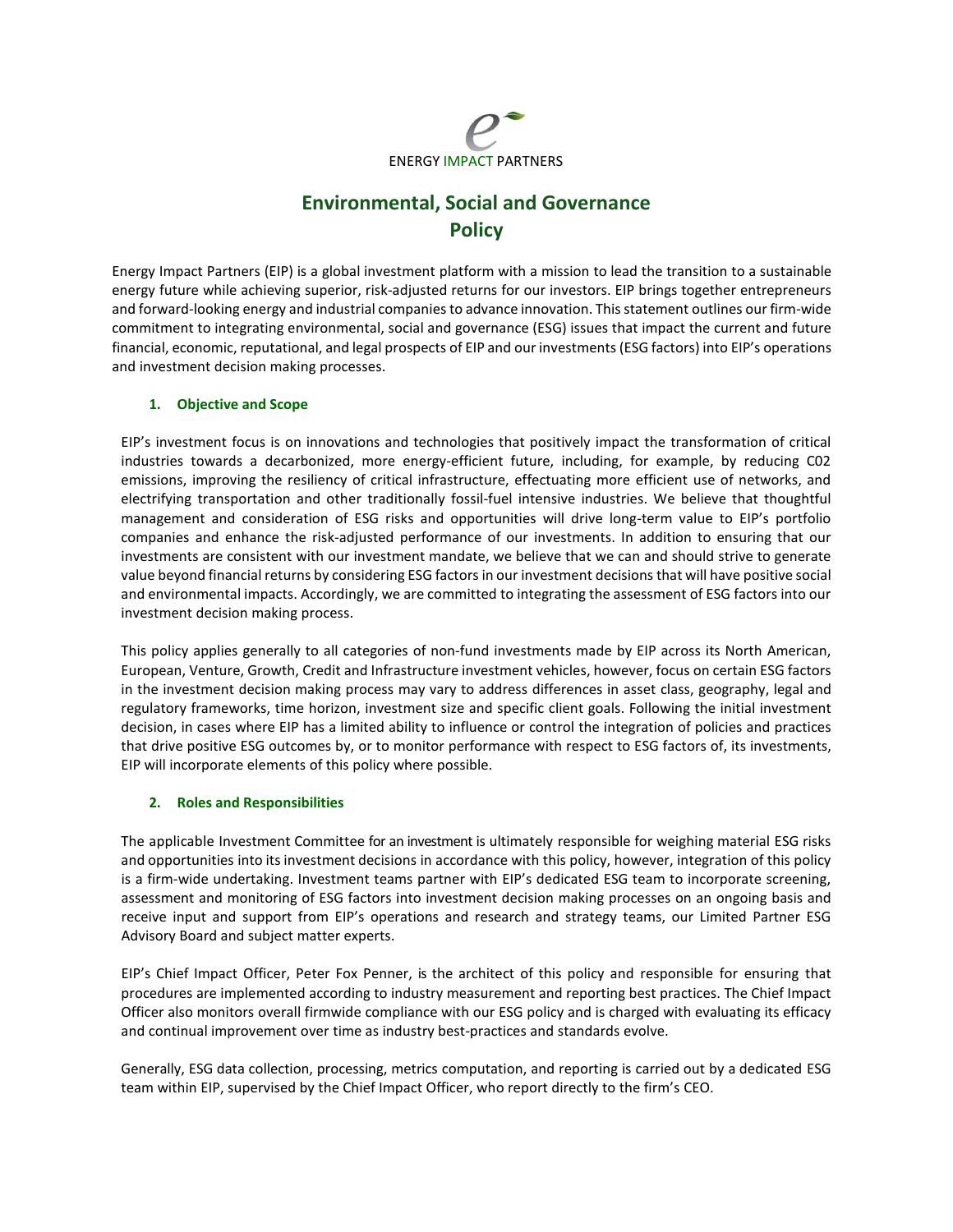ENERGY IMPACT PARTNERS

# Environmental, Social and Governance Policy

Energy Impact Partners (EIP) is a global investment platform with a mission to lead the transition to a sustainable energy future while achieving superior, risk-adjusted returns for our investors. EIP brings together entrepreneurs and forward-looking energy and industrial companies to advance innovation. This statement outlines our firm-wide commitment to integrating environmental, social and governance (ESG) issues that impact the current and future financial, economic, reputational, and legal prospects of EIP and our investments (ESG factors) into EIP's operations and investment decision making processes.

## 1. Objective and Scope

EIP's investment focus is on innovations and technologies that positively impact the transformation of critical industries towards a decarbonized, more energy-efficient future, including, for example, by reducing C02 emissions, improving the resiliency of critical infrastructure, effectuating more efficient use of networks, and electrifying transportation and other traditionally fossil-fuel intensive industries. We believe that thoughtful management and consideration of ESG risks and opportunities will drive long-term value to EIP's portfolio companies and enhance the risk-adjusted performance of our investments. In addition to ensuring that our investments are consistent with our investment mandate, we believe that we can and should strive to generate value beyond financial returns by considering ESG factors in our investment decisions that will have positive social and environmental impacts. Accordingly, we are committed to integrating the assessment of ESG factors into our investment decision making process.

This policy applies generally to all categories of non-fund investments made by EIP across its North American, European, Venture, Growth, Credit and Infrastructure investment vehicles, however, focus on certain ESG factors in the investment decision making process may vary to address differences in asset class, geography, legal and regulatory frameworks, time horizon, investment size and specific client goals. Following the initial investment decision, in cases where EIP has a limited ability to influence or control the integration of policies and practices that drive positive ESG outcomes by, or to monitor performance with respect to ESG factors of, its investments, EIP will incorporate elements of this policy where possible.

## 2. Roles and Responsibilities

The applicable Investment Committee for an investment is ultimately responsible for weighing material ESG risks and opportunities into its investment decisions in accordance with this policy, however, integration of this policy is a firm-wide undertaking. Investment teams partner with EIP's dedicated ESG team to incorporate screening, assessment and monitoring of ESG factors into investment decision making processes on an ongoing basis and receive input and support from EIP's operations and research and strategy teams, our Limited Partner ESG Advisory Board and subject matter experts.

EIP's Chief Impact Officer, Peter Fox Penner, is the architect of this policy and responsible for ensuring that procedures are implemented according to industry measurement and reporting best practices. The Chief Impact Officer also monitors overall firmwide compliance with our ESG policy and is charged with evaluating its efficacy and continual improvement over time as industry best-practices and standards evolve.

Generally, ESG data collection, processing, metrics computation, and reporting is carried out by a dedicated ESG team within EIP, supervised by the Chief Impact Officer, who report directly to the firm's CEO.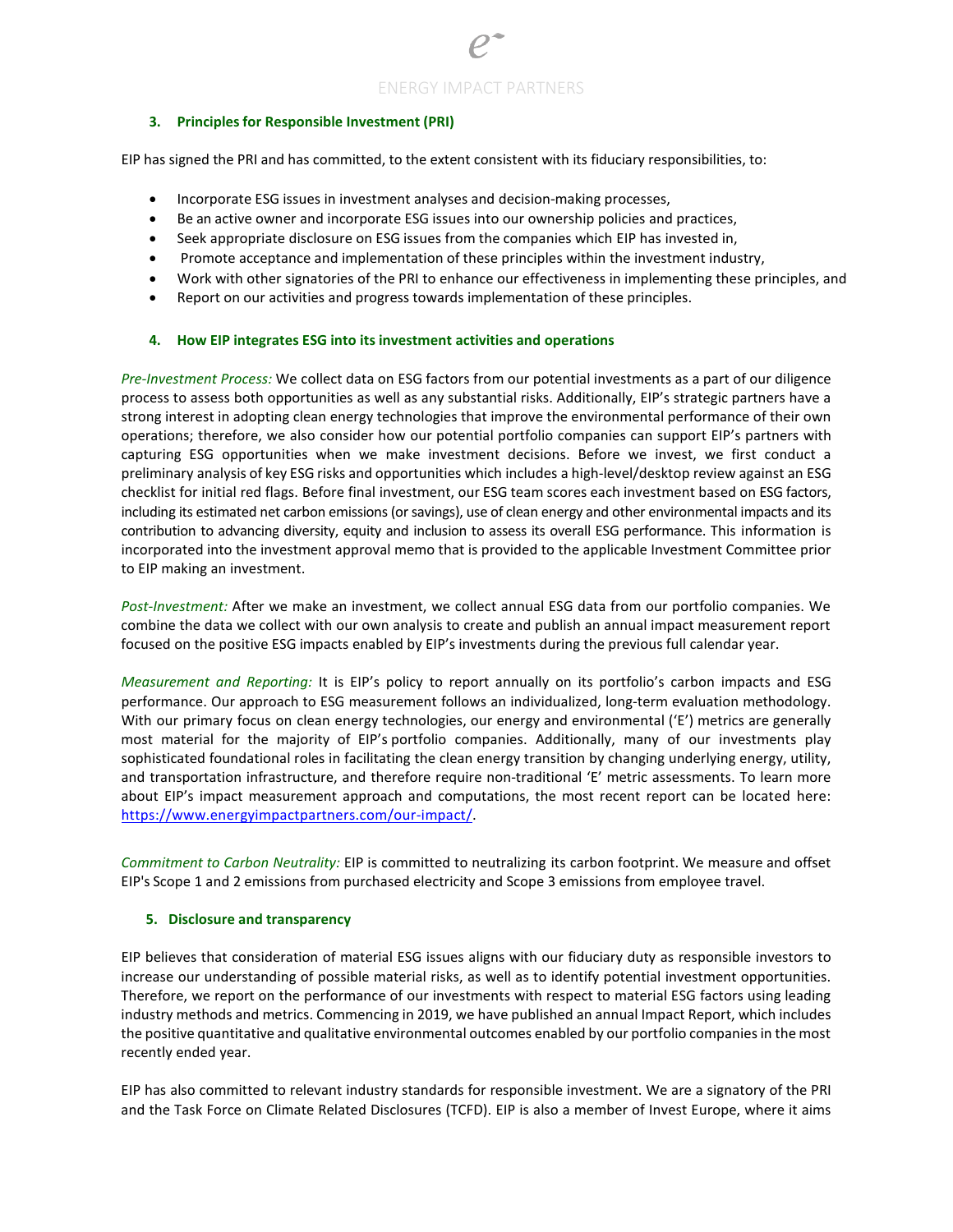### 3. Principles for Responsible Investment (PRI)

EIP has signed the PRI and has committed, to the extent consistent with its fiduciary responsibilities, to:

- Incorporate ESG issues in investment analyses and decision-making processes,
- Be an active owner and incorporate ESG issues into our ownership policies and practices,
- Seek appropriate disclosure on ESG issues from the companies which EIP has invested in,
- Promote acceptance and implementation of these principles within the investment industry,
- Work with other signatories of the PRI to enhance our effectiveness in implementing these principles, and
- Report on our activities and progress towards implementation of these principles.

### 4. How EIP integrates ESG into its investment activities and operations

*Pre-Investment Process:* We collect data on ESG factors from our potential investments as a part of our diligence process to assess both opportunities as well as any substantial risks. Additionally, EIP's strategic partners have a strong interest in adopting clean energy technologies that improve the environmental performance of their own operations; therefore, we also consider how our potential portfolio companies can support EIP's partners with capturing ESG opportunities when we make investment decisions. Before we invest, we first conduct a preliminary analysis of key ESG risks and opportunities which includes a high-level/desktop review against an ESG checklist for initial red flags. Before final investment, our ESG team scores each investment based on ESG factors, including its estimated net carbon emissions (or savings), use of clean energy and other environmental impacts and its contribution to advancing diversity, equity and inclusion to assess its overall ESG performance. This information is incorporated into the investment approval memo that is provided to the applicable Investment Committee prior to EIP making an investment.

*Post-Investment:* After we make an investment, we collect annual ESG data from our portfolio companies. We combine the data we collect with our own analysis to create and publish an annual impact measurement report focused on the positive ESG impacts enabled by EIP's investments during the previous full calendar year.

*Measurement and Reporting:* It is EIP's policy to report annually on its portfolio's carbon impacts and ESG performance. Our approach to ESG measurement follows an individualized, long-term evaluation methodology. With our primary focus on clean energy technologies, our energy and environmental ('E') metrics are generally most material for the majority of EIP's portfolio companies. Additionally, many of our investments play sophisticated foundational roles in facilitating the clean energy transition by changing underlying energy, utility, and transportation infrastructure, and therefore require non-traditional 'E' metric assessments. To learn more about EIP's impact measurement approach and computations, the most recent report can be located here: https://www.energyimpactpartners.com/our-impact/.

*Commitment to Carbon Neutrality:* EIP is committed to neutralizing its carbon footprint. We measure and offset EIP's Scope 1 and 2 emissions from purchased electricity and Scope 3 emissions from employee travel.

### 5. Disclosure and transparency

EIP believes that consideration of material ESG issues aligns with our fiduciary duty as responsible investors to increase our understanding of possible material risks, as well as to identify potential investment opportunities. Therefore, we report on the performance of our investments with respect to material ESG factors using leading industry methods and metrics. Commencing in 2019, we have published an annual Impact Report, which includes the positive quantitative and qualitative environmental outcomes enabled by our portfolio companies in the most recently ended year.

EIP has also committed to relevant industry standards for responsible investment. We are a signatory of the PRI and the Task Force on Climate Related Disclosures (TCFD). EIP is also a member of Invest Europe, where it aims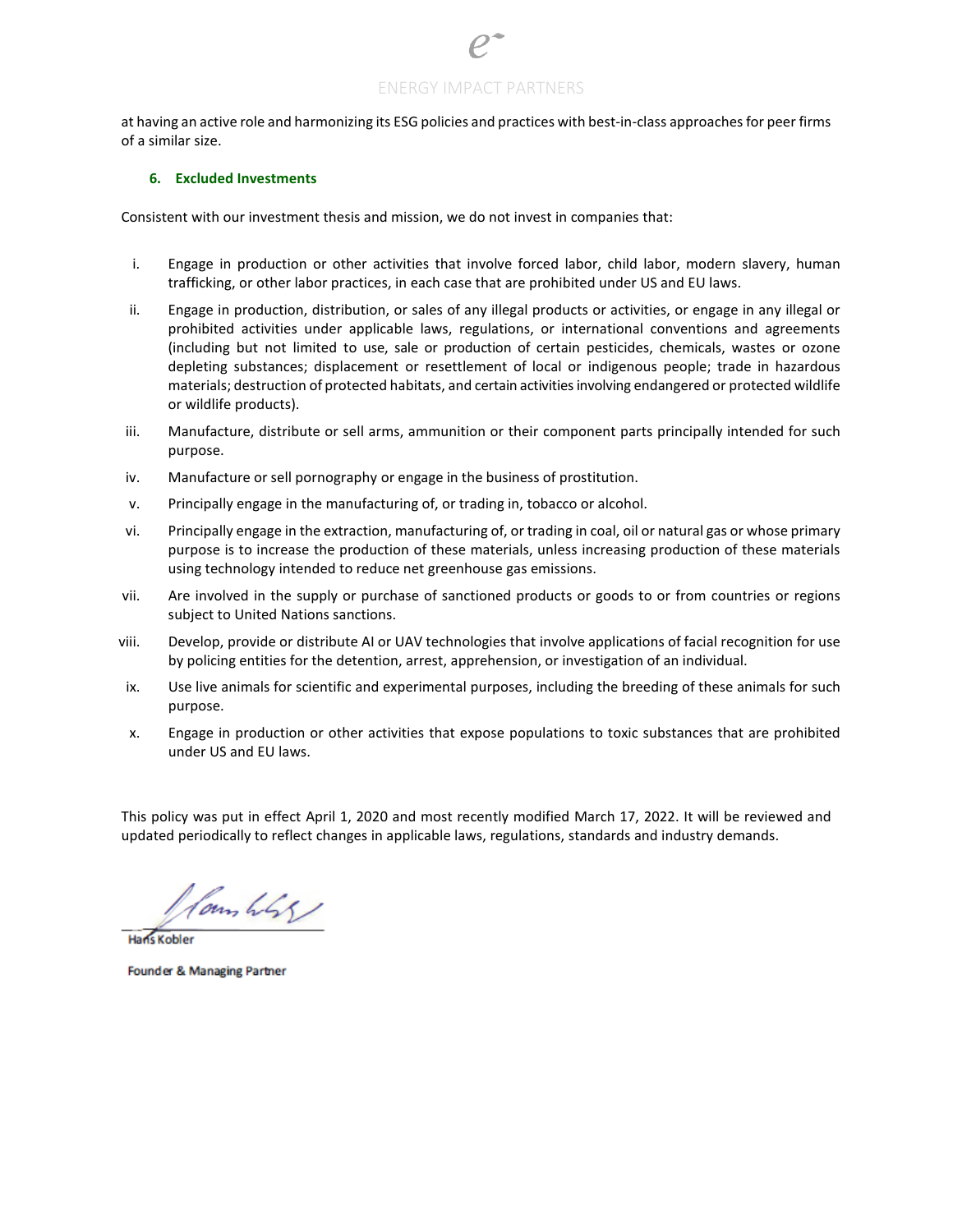at having an active role and harmonizing its ESG policies and practices with best-in-class approaches for peer firms of a similar size.

### 6. Excluded Investments

Consistent with our investment thesis and mission, we do not invest in companies that:

i. Engage in production or other activities that involve forced labor, child labor, modern slavery, human trafficking, or other labor practices, in each case that are prohibited under US and EU laws.

ii. Engage in production, distribution, or sales of any illegal products or activities, or engage in any illegal or prohibited activities under applicable laws, regulations, or international conventions and agreements (including but not limited to use, sale or production of certain pesticides, chemicals, wastes or ozone depleting substances; displacement or resettlement of local or indigenous people; trade in hazardous materials; destruction of protected habitats, and certain activities involving endangered or protected wildlife or wildlife products).

iii. Manufacture, distribute or sell arms, ammunition or their component parts principally intended for such purpose.

iv. Manufacture or sell pornography or engage in the business of prostitution.

v. Principally engage in the manufacturing of, or trading in, tobacco or alcohol.

vi. Principally engage in the extraction, manufacturing of, or trading in coal, oil or natural gas or whose primary purpose is to increase the production of these materials, unless increasing production of these materials using technology intended to reduce net greenhouse gas emissions.

vii. Are involved in the supply or purchase of sanctioned products or goods to or from countries or regions subject to United Nations sanctions.

viii. Develop, provide or distribute AI or UAV technologies that involve applications of facial recognition for use by policing entities for the detention, arrest, apprehension, or investigation of an individual.

ix. Use live animals for scientific and experimental purposes, including the breeding of these animals for such purpose.

x. Engage in production or other activities that expose populations to toxic substances that are prohibited under US and EU laws.

This policy was put in effect April 1, 2020 and most recently modified March 17, 2022. It will be reviewed and updated periodically to reflect changes in applicable laws, regulations, standards and industry demands.

Hans Kobler

Founder & Managing Partner